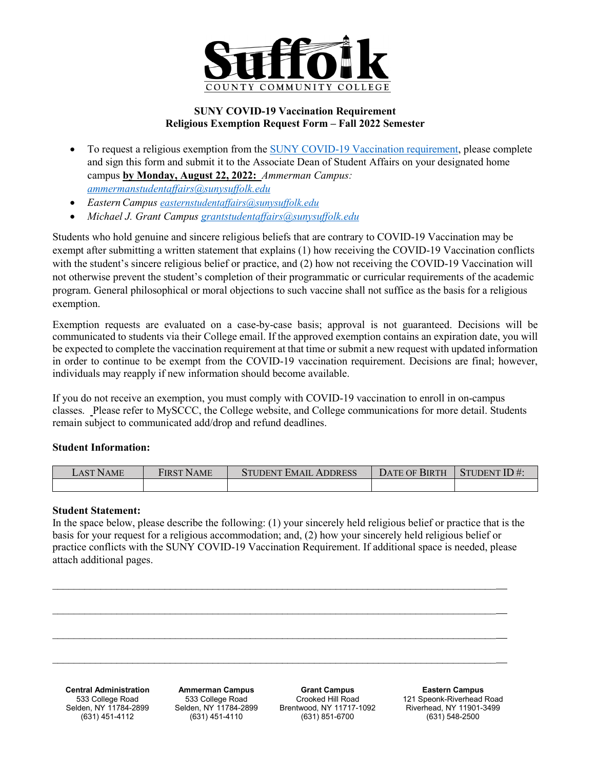Suffolk County Community College

**SUNY COVID-19 Vaccination Requirement**
**Religious Exemption Request Form – Fall 2022 Semester**

- To request a religious exemption from the SUNY COVID-19 Vaccination requirement, please complete and sign this form and submit it to the Associate Dean of Student Affairs on your designated home campus **by Monday, August 22, 2022:** *Ammerman Campus: ammermanstudentaffairs@sunysuffolk.edu*
- *Eastern Campus easternstudentaffairs@sunysuffolk.edu*
- *Michael J. Grant Campus grantstudentaffairs@sunysuffolk.edu*

Students who hold genuine and sincere religious beliefs that are contrary to COVID-19 Vaccination may be exempt after submitting a written statement that explains (1) how receiving the COVID-19 Vaccination conflicts with the student's sincere religious belief or practice, and (2) how not receiving the COVID-19 Vaccination will not otherwise prevent the student's completion of their programmatic or curricular requirements of the academic program. General philosophical or moral objections to such vaccine shall not suffice as the basis for a religious exemption.

Exemption requests are evaluated on a case-by-case basis; approval is not guaranteed. Decisions will be communicated to students via their College email. If the approved exemption contains an expiration date, you will be expected to complete the vaccination requirement at that time or submit a new request with updated information in order to continue to be exempt from the COVID-19 vaccination requirement. Decisions are final; however, individuals may reapply if new information should become available.

If you do not receive an exemption, you must comply with COVID-19 vaccination to enroll in on-campus classes. Please refer to MySCCC, the College website, and College communications for more detail. Students remain subject to communicated add/drop and refund deadlines.

**Student Information:**

| LAST NAME | FIRST NAME | STUDENT EMAIL ADDRESS | DATE OF BIRTH | STUDENT ID #: |
|---|---|---|---|---|
| | | | | |

**Student Statement:**
In the space below, please describe the following: (1) your sincerely held religious belief or practice that is the basis for your request for a religious accommodation; and, (2) how your sincerely held religious belief or practice conflicts with the SUNY COVID-19 Vaccination Requirement. If additional space is needed, please attach additional pages.

______________________________________________________________________________

______________________________________________________________________________

______________________________________________________________________________

______________________________________________________________________________

**Central Administration**
533 College Road
Selden, NY 11784-2899
(631) 451-4112

**Ammerman Campus**
533 College Road
Selden, NY 11784-2899
(631) 451-4110

**Grant Campus**
Crooked Hill Road
Brentwood, NY 11717-1092
(631) 851-6700

**Eastern Campus**
121 Speonk-Riverhead Road
Riverhead, NY 11901-3499
(631) 548-2500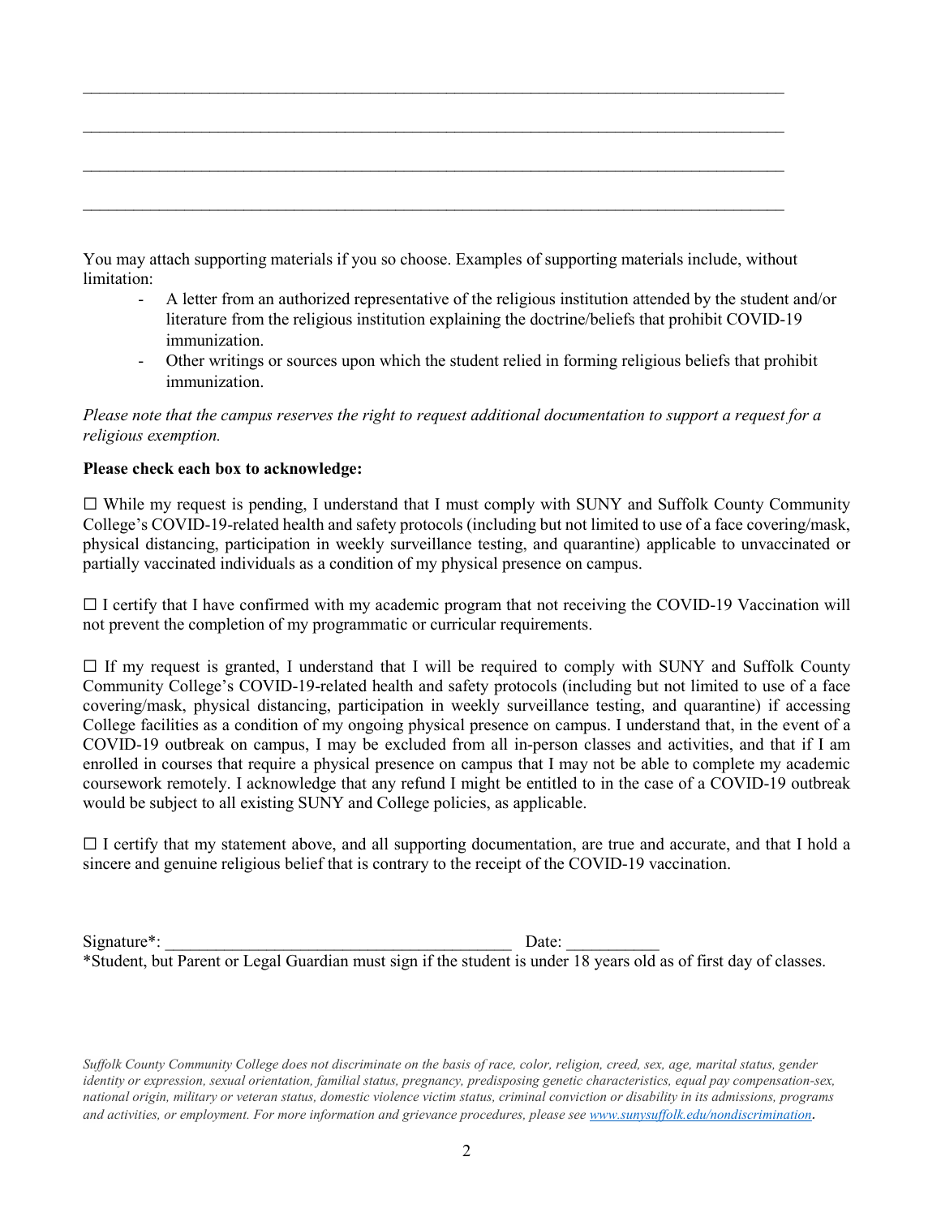\_\_\_\_\_\_\_\_\_\_\_\_\_\_\_\_\_\_\_\_\_\_\_\_\_\_\_\_\_\_\_\_\_\_\_\_\_\_\_\_\_\_\_\_\_\_\_\_\_\_\_\_\_\_\_\_\_\_\_\_\_\_\_\_\_\_\_\_\_\_\_\_\_\_\_\_\_\_

\_\_\_\_\_\_\_\_\_\_\_\_\_\_\_\_\_\_\_\_\_\_\_\_\_\_\_\_\_\_\_\_\_\_\_\_\_\_\_\_\_\_\_\_\_\_\_\_\_\_\_\_\_\_\_\_\_\_\_\_\_\_\_\_\_\_\_\_\_\_\_\_\_\_\_\_\_\_

\_\_\_\_\_\_\_\_\_\_\_\_\_\_\_\_\_\_\_\_\_\_\_\_\_\_\_\_\_\_\_\_\_\_\_\_\_\_\_\_\_\_\_\_\_\_\_\_\_\_\_\_\_\_\_\_\_\_\_\_\_\_\_\_\_\_\_\_\_\_\_\_\_\_\_\_\_\_

\_\_\_\_\_\_\_\_\_\_\_\_\_\_\_\_\_\_\_\_\_\_\_\_\_\_\_\_\_\_\_\_\_\_\_\_\_\_\_\_\_\_\_\_\_\_\_\_\_\_\_\_\_\_\_\_\_\_\_\_\_\_\_\_\_\_\_\_\_\_\_\_\_\_\_\_\_\_

You may attach supporting materials if you so choose. Examples of supporting materials include, without limitation:

- A letter from an authorized representative of the religious institution attended by the student and/or literature from the religious institution explaining the doctrine/beliefs that prohibit COVID-19 immunization.
- Other writings or sources upon which the student relied in forming religious beliefs that prohibit immunization.

*Please note that the campus reserves the right to request additional documentation to support a request for a religious exemption.*

**Please check each box to acknowledge:**

☐ While my request is pending, I understand that I must comply with SUNY and Suffolk County Community College's COVID-19-related health and safety protocols (including but not limited to use of a face covering/mask, physical distancing, participation in weekly surveillance testing, and quarantine) applicable to unvaccinated or partially vaccinated individuals as a condition of my physical presence on campus.

☐ I certify that I have confirmed with my academic program that not receiving the COVID-19 Vaccination will not prevent the completion of my programmatic or curricular requirements.

☐ If my request is granted, I understand that I will be required to comply with SUNY and Suffolk County Community College's COVID-19-related health and safety protocols (including but not limited to use of a face covering/mask, physical distancing, participation in weekly surveillance testing, and quarantine) if accessing College facilities as a condition of my ongoing physical presence on campus. I understand that, in the event of a COVID-19 outbreak on campus, I may be excluded from all in-person classes and activities, and that if I am enrolled in courses that require a physical presence on campus that I may not be able to complete my academic coursework remotely. I acknowledge that any refund I might be entitled to in the case of a COVID-19 outbreak would be subject to all existing SUNY and College policies, as applicable.

☐ I certify that my statement above, and all supporting documentation, are true and accurate, and that I hold a sincere and genuine religious belief that is contrary to the receipt of the COVID-19 vaccination.

Signature*: \_\_\_\_\_\_\_\_\_\_\_\_\_\_\_\_\_\_\_\_\_\_\_\_\_\_\_\_\_\_\_\_\_\_\_\_\_\_\_\_ Date: \_\_\_\_\_\_\_\_\_\_\_

*Student, but Parent or Legal Guardian must sign if the student is under 18 years old as of first day of classes.

*Suffolk County Community College does not discriminate on the basis of race, color, religion, creed, sex, age, marital status, gender identity or expression, sexual orientation, familial status, pregnancy, predisposing genetic characteristics, equal pay compensation-sex, national origin, military or veteran status, domestic violence victim status, criminal conviction or disability in its admissions, programs and activities, or employment. For more information and grievance procedures, please see [www.sunysuffolk.edu/nondiscrimination](www.sunysuffolk.edu/nondiscrimination).*